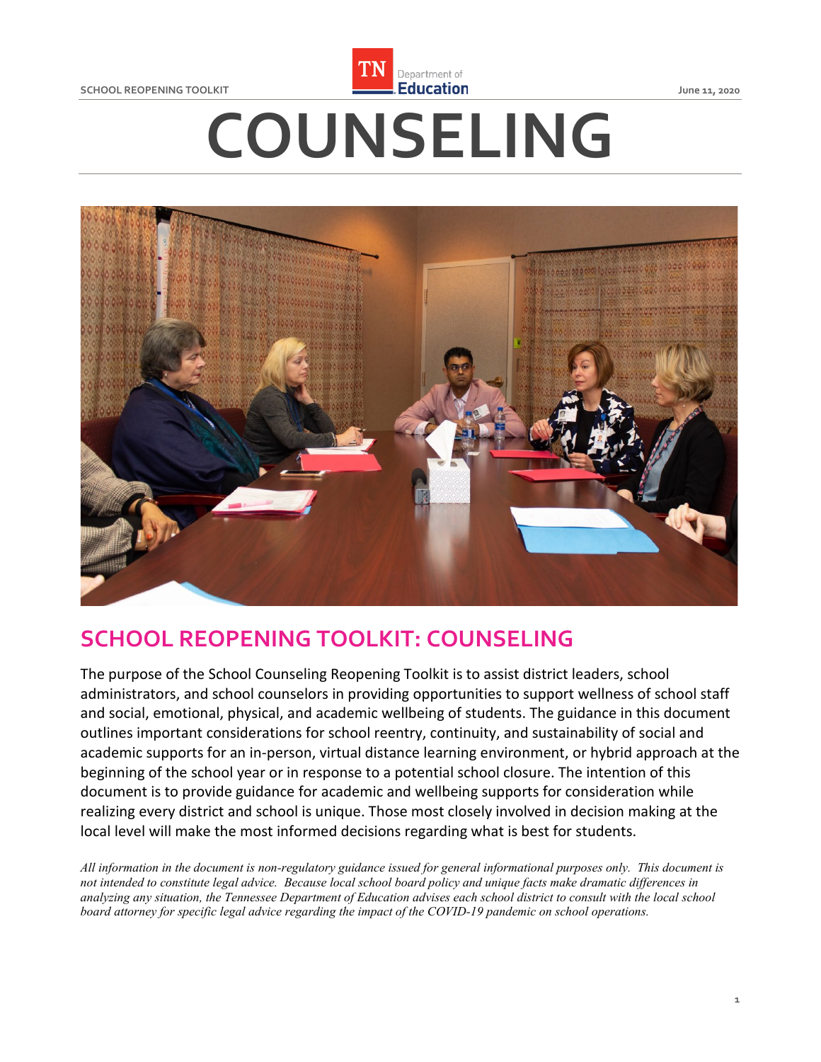# COUNSELING

## SCHOOL REOPENING TOOLKIT: COUNSELING

The purpose of the School Counseling Reopening Toolkit is to assist district leaders, school administrators, and school counselors in providing opportunities to support wellness of school staff and social, emotional, physical, and academic wellbeing of students. The guidance in this document outlines important considerations for school reentry, continuity, and sustainability of social and academic supports for an in-person, virtual distance learning environment, or hybrid approach at the beginning of the school year or in response to a potential school closure. The intention of this document is to provide guidance for academic and wellbeing supports for consideration while realizing every district and school is unique. Those most closely involved in decision making at the local level will make the most informed decisions regarding what is best for students.

*All information in the document is non-regulatory guidance issued for general informational purposes only. This document is not intended to constitute legal advice. Because local school board policy and unique facts make dramatic differences in analyzing any situation, the Tennessee Department of Education advises each school district to consult with the local school board attorney for specific legal advice regarding the impact of the COVID-19 pandemic on school operations.*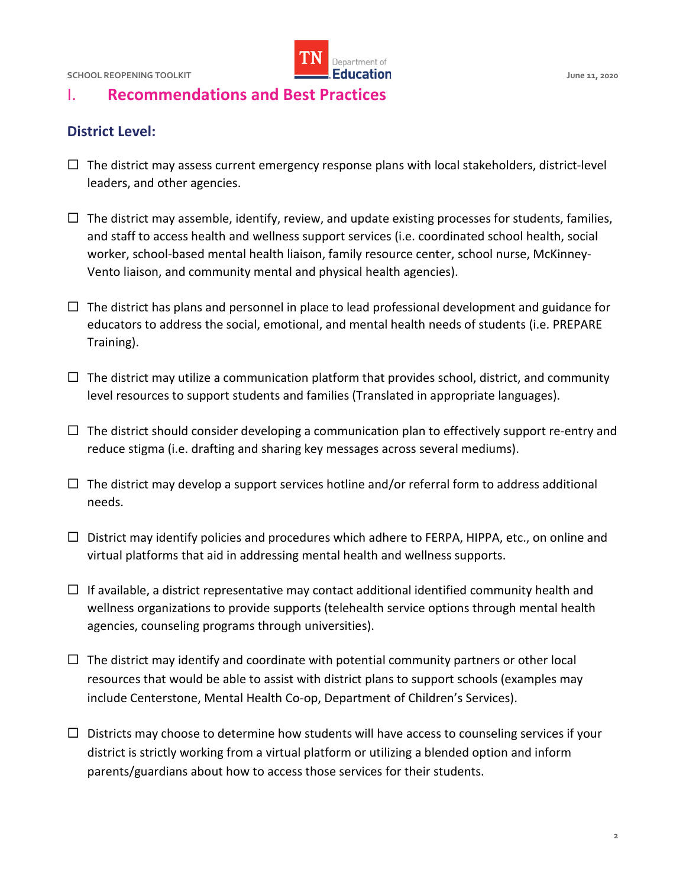## I. Recommendations and Best Practices

### District Level:

- ☐ The district may assess current emergency response plans with local stakeholders, district-level leaders, and other agencies.

- ☐ The district may assemble, identify, review, and update existing processes for students, families, and staff to access health and wellness support services (i.e. coordinated school health, social worker, school-based mental health liaison, family resource center, school nurse, McKinney-Vento liaison, and community mental and physical health agencies).

- ☐ The district has plans and personnel in place to lead professional development and guidance for educators to address the social, emotional, and mental health needs of students (i.e. PREPARE Training).

- ☐ The district may utilize a communication platform that provides school, district, and community level resources to support students and families (Translated in appropriate languages).

- ☐ The district should consider developing a communication plan to effectively support re-entry and reduce stigma (i.e. drafting and sharing key messages across several mediums).

- ☐ The district may develop a support services hotline and/or referral form to address additional needs.

- ☐ District may identify policies and procedures which adhere to FERPA, HIPPA, etc., on online and virtual platforms that aid in addressing mental health and wellness supports.

- ☐ If available, a district representative may contact additional identified community health and wellness organizations to provide supports (telehealth service options through mental health agencies, counseling programs through universities).

- ☐ The district may identify and coordinate with potential community partners or other local resources that would be able to assist with district plans to support schools (examples may include Centerstone, Mental Health Co-op, Department of Children's Services).

- ☐ Districts may choose to determine how students will have access to counseling services if your district is strictly working from a virtual platform or utilizing a blended option and inform parents/guardians about how to access those services for their students.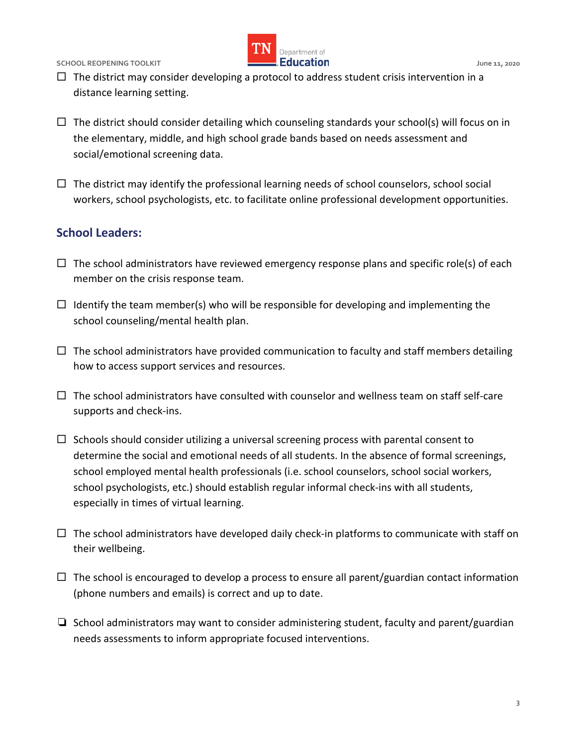- [ ] The district may consider developing a protocol to address student crisis intervention in a distance learning setting.

- [ ] The district should consider detailing which counseling standards your school(s) will focus on in the elementary, middle, and high school grade bands based on needs assessment and social/emotional screening data.

- [ ] The district may identify the professional learning needs of school counselors, school social workers, school psychologists, etc. to facilitate online professional development opportunities.

## School Leaders:

- [ ] The school administrators have reviewed emergency response plans and specific role(s) of each member on the crisis response team.

- [ ] Identify the team member(s) who will be responsible for developing and implementing the school counseling/mental health plan.

- [ ] The school administrators have provided communication to faculty and staff members detailing how to access support services and resources.

- [ ] The school administrators have consulted with counselor and wellness team on staff self-care supports and check-ins.

- [ ] Schools should consider utilizing a universal screening process with parental consent to determine the social and emotional needs of all students. In the absence of formal screenings, school employed mental health professionals (i.e. school counselors, school social workers, school psychologists, etc.) should establish regular informal check-ins with all students, especially in times of virtual learning.

- [ ] The school administrators have developed daily check-in platforms to communicate with staff on their wellbeing.

- [ ] The school is encouraged to develop a process to ensure all parent/guardian contact information (phone numbers and emails) is correct and up to date.

- [ ] School administrators may want to consider administering student, faculty and parent/guardian needs assessments to inform appropriate focused interventions.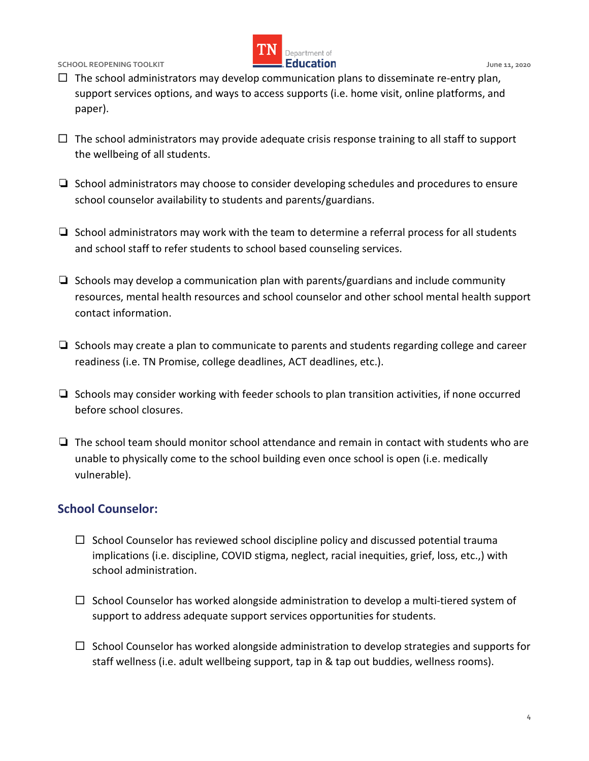- ☐ The school administrators may develop communication plans to disseminate re-entry plan, support services options, and ways to access supports (i.e. home visit, online platforms, and paper).

- ☐ The school administrators may provide adequate crisis response training to all staff to support the wellbeing of all students.

- ❑ School administrators may choose to consider developing schedules and procedures to ensure school counselor availability to students and parents/guardians.

- ❑ School administrators may work with the team to determine a referral process for all students and school staff to refer students to school based counseling services.

- ❑ Schools may develop a communication plan with parents/guardians and include community resources, mental health resources and school counselor and other school mental health support contact information.

- ❑ Schools may create a plan to communicate to parents and students regarding college and career readiness (i.e. TN Promise, college deadlines, ACT deadlines, etc.).

- ❑ Schools may consider working with feeder schools to plan transition activities, if none occurred before school closures.

- ❑ The school team should monitor school attendance and remain in contact with students who are unable to physically come to the school building even once school is open (i.e. medically vulnerable).

## School Counselor:

- ☐ School Counselor has reviewed school discipline policy and discussed potential trauma implications (i.e. discipline, COVID stigma, neglect, racial inequities, grief, loss, etc.,) with school administration.

- ☐ School Counselor has worked alongside administration to develop a multi-tiered system of support to address adequate support services opportunities for students.

- ☐ School Counselor has worked alongside administration to develop strategies and supports for staff wellness (i.e. adult wellbeing support, tap in & tap out buddies, wellness rooms).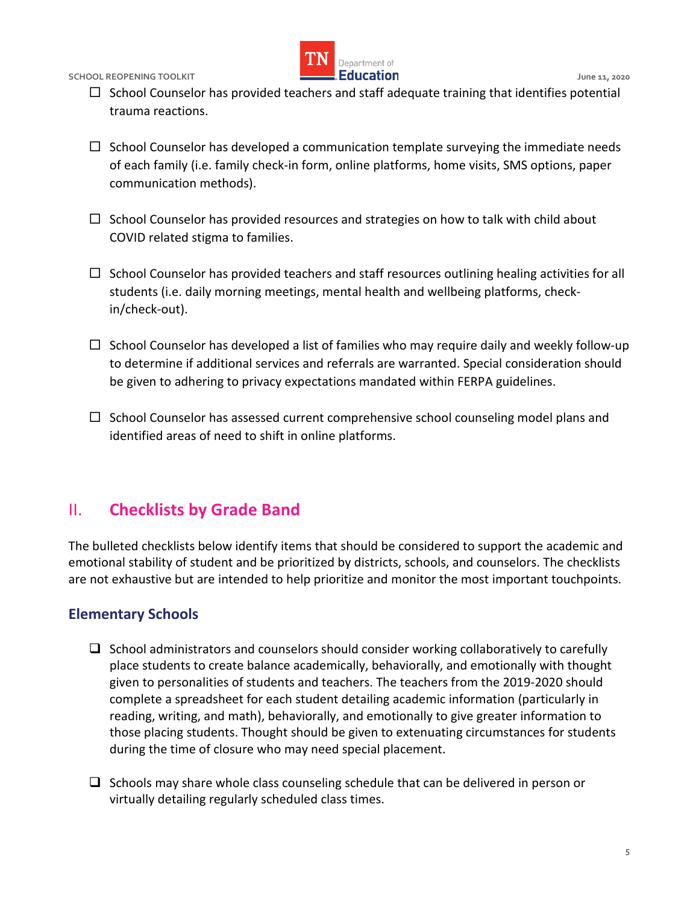- ☐ School Counselor has provided teachers and staff adequate training that identifies potential trauma reactions.

- ☐ School Counselor has developed a communication template surveying the immediate needs of each family (i.e. family check-in form, online platforms, home visits, SMS options, paper communication methods).

- ☐ School Counselor has provided resources and strategies on how to talk with child about COVID related stigma to families.

- ☐ School Counselor has provided teachers and staff resources outlining healing activities for all students (i.e. daily morning meetings, mental health and wellbeing platforms, check-in/check-out).

- ☐ School Counselor has developed a list of families who may require daily and weekly follow-up to determine if additional services and referrals are warranted. Special consideration should be given to adhering to privacy expectations mandated within FERPA guidelines.

- ☐ School Counselor has assessed current comprehensive school counseling model plans and identified areas of need to shift in online platforms.

## II. Checklists by Grade Band

The bulleted checklists below identify items that should be considered to support the academic and emotional stability of student and be prioritized by districts, schools, and counselors. The checklists are not exhaustive but are intended to help prioritize and monitor the most important touchpoints.

### Elementary Schools

- ☐ School administrators and counselors should consider working collaboratively to carefully place students to create balance academically, behaviorally, and emotionally with thought given to personalities of students and teachers. The teachers from the 2019-2020 should complete a spreadsheet for each student detailing academic information (particularly in reading, writing, and math), behaviorally, and emotionally to give greater information to those placing students. Thought should be given to extenuating circumstances for students during the time of closure who may need special placement.

- ☐ Schools may share whole class counseling schedule that can be delivered in person or virtually detailing regularly scheduled class times.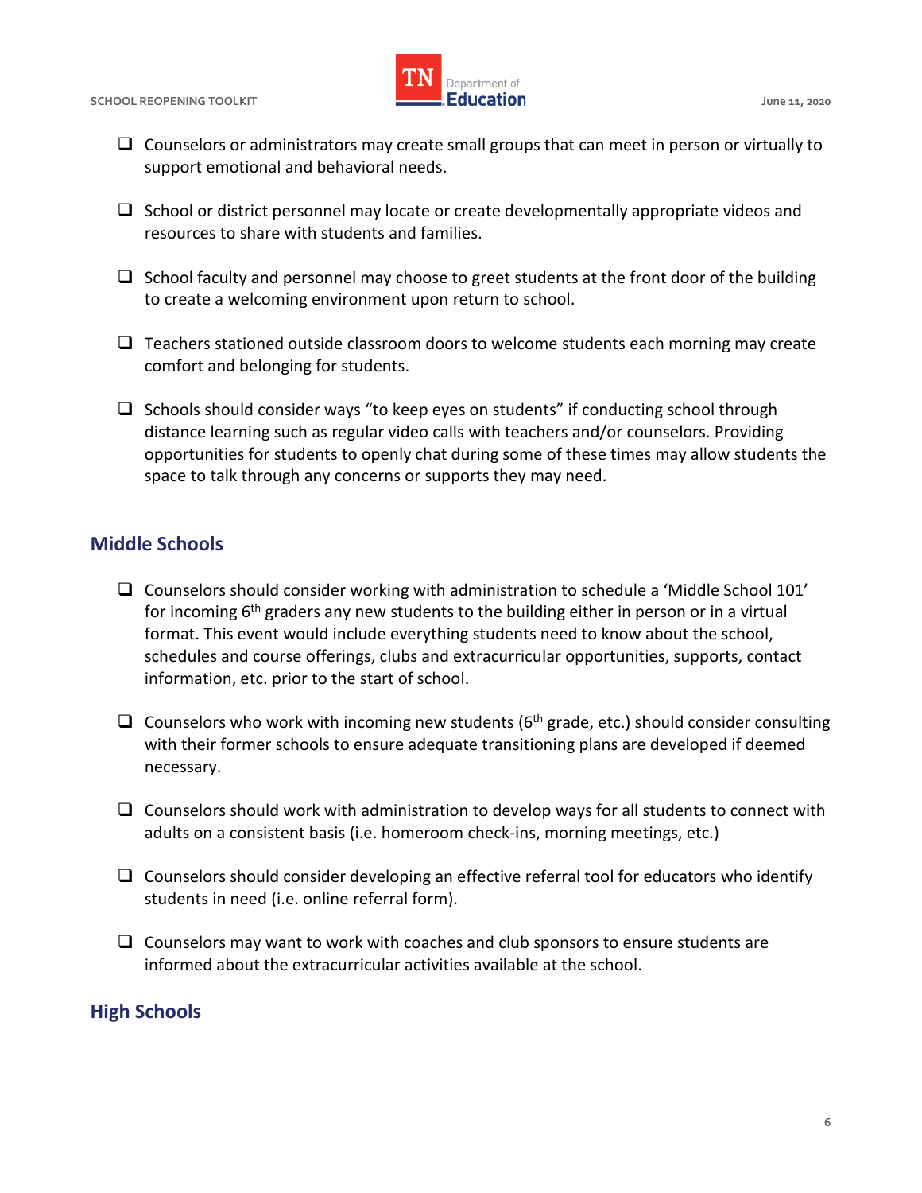- Counselors or administrators may create small groups that can meet in person or virtually to support emotional and behavioral needs.

- School or district personnel may locate or create developmentally appropriate videos and resources to share with students and families.

- School faculty and personnel may choose to greet students at the front door of the building to create a welcoming environment upon return to school.

- Teachers stationed outside classroom doors to welcome students each morning may create comfort and belonging for students.

- Schools should consider ways "to keep eyes on students" if conducting school through distance learning such as regular video calls with teachers and/or counselors. Providing opportunities for students to openly chat during some of these times may allow students the space to talk through any concerns or supports they may need.

## Middle Schools

- Counselors should consider working with administration to schedule a 'Middle School 101' for incoming 6th graders any new students to the building either in person or in a virtual format. This event would include everything students need to know about the school, schedules and course offerings, clubs and extracurricular opportunities, supports, contact information, etc. prior to the start of school.

- Counselors who work with incoming new students (6th grade, etc.) should consider consulting with their former schools to ensure adequate transitioning plans are developed if deemed necessary.

- Counselors should work with administration to develop ways for all students to connect with adults on a consistent basis (i.e. homeroom check-ins, morning meetings, etc.)

- Counselors should consider developing an effective referral tool for educators who identify students in need (i.e. online referral form).

- Counselors may want to work with coaches and club sponsors to ensure students are informed about the extracurricular activities available at the school.

## High Schools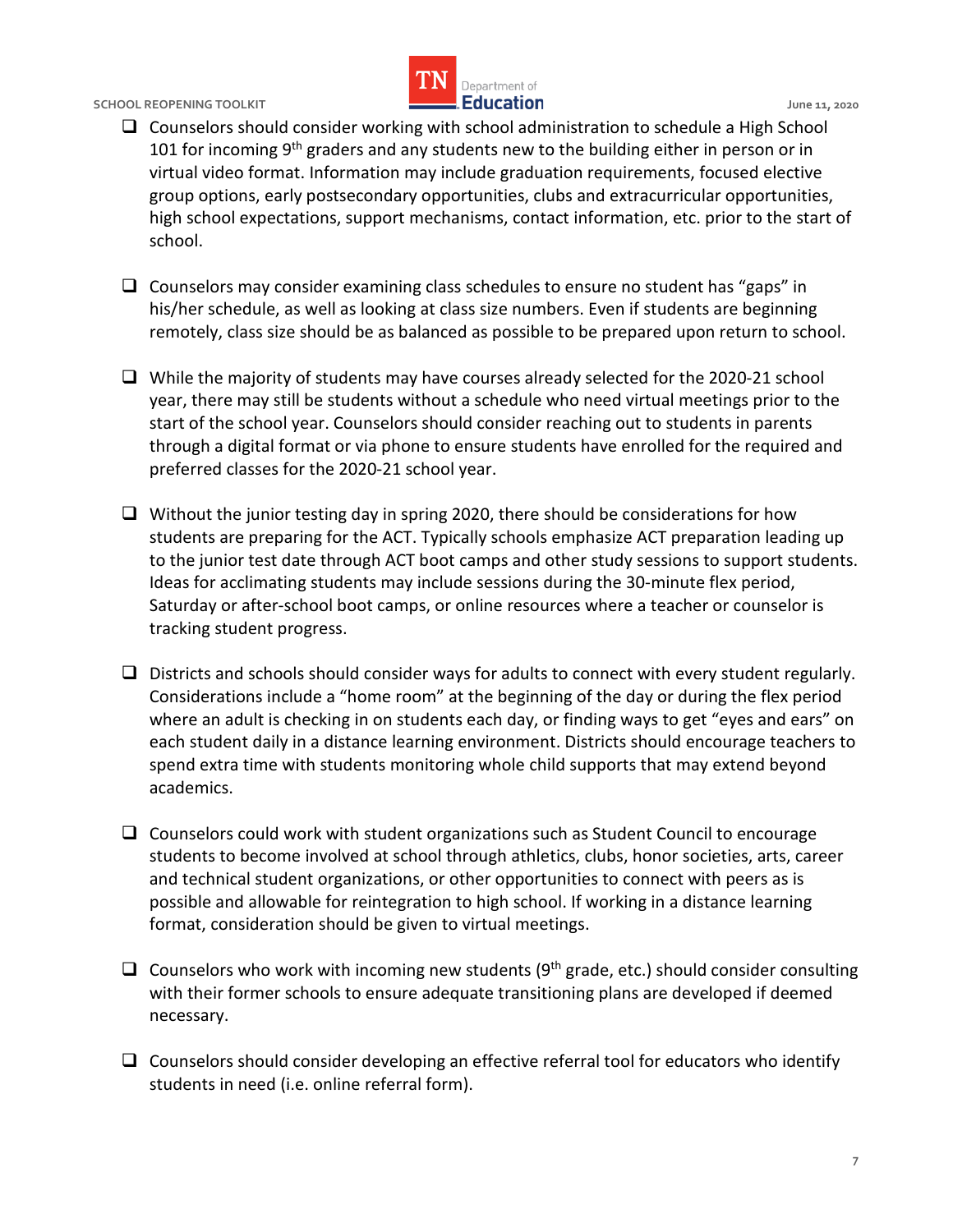- [ ] Counselors should consider working with school administration to schedule a High School 101 for incoming 9th graders and any students new to the building either in person or in virtual video format. Information may include graduation requirements, focused elective group options, early postsecondary opportunities, clubs and extracurricular opportunities, high school expectations, support mechanisms, contact information, etc. prior to the start of school.

- [ ] Counselors may consider examining class schedules to ensure no student has "gaps" in his/her schedule, as well as looking at class size numbers. Even if students are beginning remotely, class size should be as balanced as possible to be prepared upon return to school.

- [ ] While the majority of students may have courses already selected for the 2020-21 school year, there may still be students without a schedule who need virtual meetings prior to the start of the school year. Counselors should consider reaching out to students in parents through a digital format or via phone to ensure students have enrolled for the required and preferred classes for the 2020-21 school year.

- [ ] Without the junior testing day in spring 2020, there should be considerations for how students are preparing for the ACT. Typically schools emphasize ACT preparation leading up to the junior test date through ACT boot camps and other study sessions to support students. Ideas for acclimating students may include sessions during the 30-minute flex period, Saturday or after-school boot camps, or online resources where a teacher or counselor is tracking student progress.

- [ ] Districts and schools should consider ways for adults to connect with every student regularly. Considerations include a "home room" at the beginning of the day or during the flex period where an adult is checking in on students each day, or finding ways to get "eyes and ears" on each student daily in a distance learning environment. Districts should encourage teachers to spend extra time with students monitoring whole child supports that may extend beyond academics.

- [ ] Counselors could work with student organizations such as Student Council to encourage students to become involved at school through athletics, clubs, honor societies, arts, career and technical student organizations, or other opportunities to connect with peers as is possible and allowable for reintegration to high school. If working in a distance learning format, consideration should be given to virtual meetings.

- [ ] Counselors who work with incoming new students (9th grade, etc.) should consider consulting with their former schools to ensure adequate transitioning plans are developed if deemed necessary.

- [ ] Counselors should consider developing an effective referral tool for educators who identify students in need (i.e. online referral form).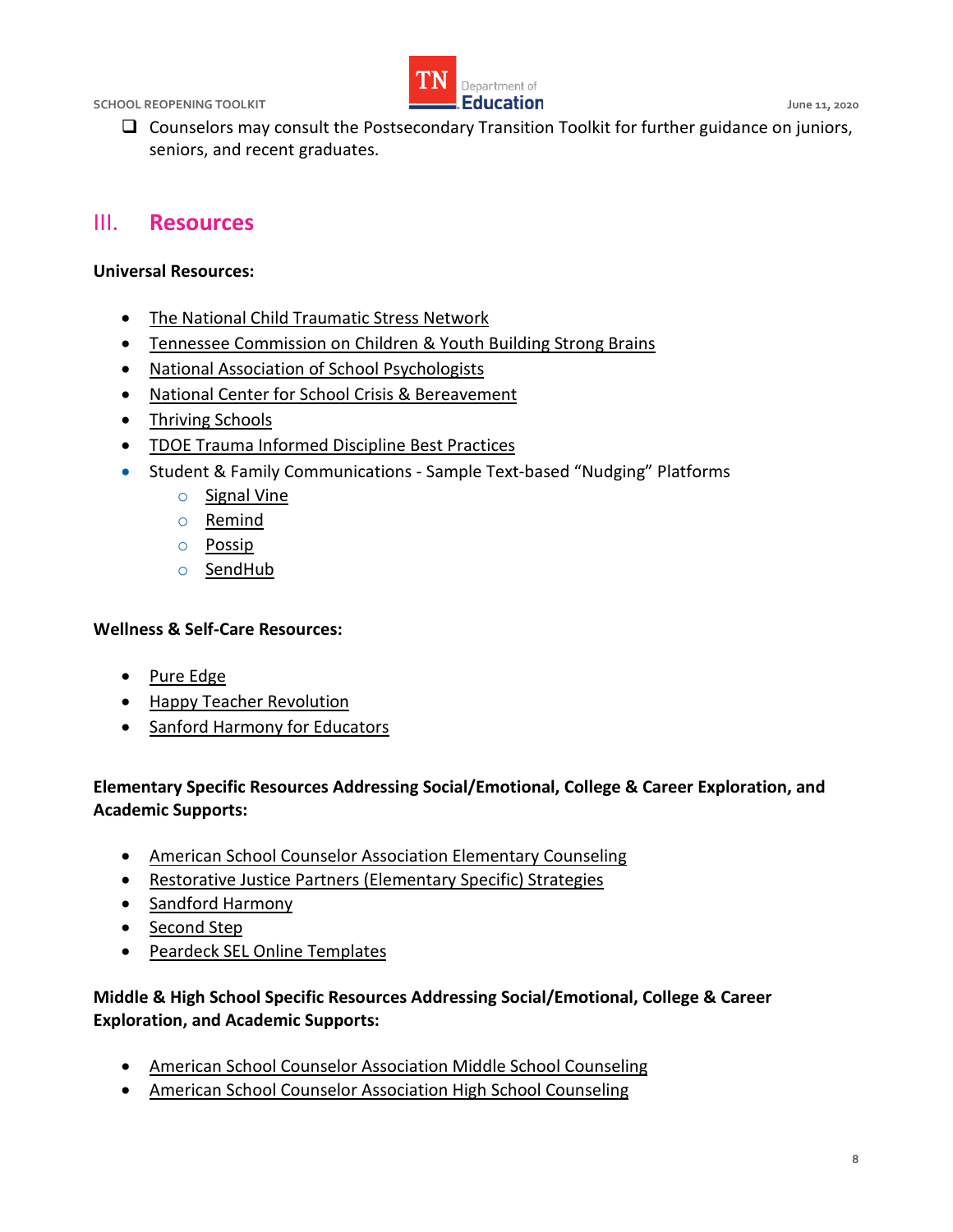- [ ] Counselors may consult the Postsecondary Transition Toolkit for further guidance on juniors, seniors, and recent graduates.

## III. Resources

**Universal Resources:**

- The National Child Traumatic Stress Network
- Tennessee Commission on Children & Youth Building Strong Brains
- National Association of School Psychologists
- National Center for School Crisis & Bereavement
- Thriving Schools
- TDOE Trauma Informed Discipline Best Practices
- Student & Family Communications - Sample Text-based "Nudging" Platforms
  - Signal Vine
  - Remind
  - Possip
  - SendHub

**Wellness & Self-Care Resources:**

- Pure Edge
- Happy Teacher Revolution
- Sanford Harmony for Educators

**Elementary Specific Resources Addressing Social/Emotional, College & Career Exploration, and Academic Supports:**

- American School Counselor Association Elementary Counseling
- Restorative Justice Partners (Elementary Specific) Strategies
- Sandford Harmony
- Second Step
- Peardeck SEL Online Templates

**Middle & High School Specific Resources Addressing Social/Emotional, College & Career Exploration, and Academic Supports:**

- American School Counselor Association Middle School Counseling
- American School Counselor Association High School Counseling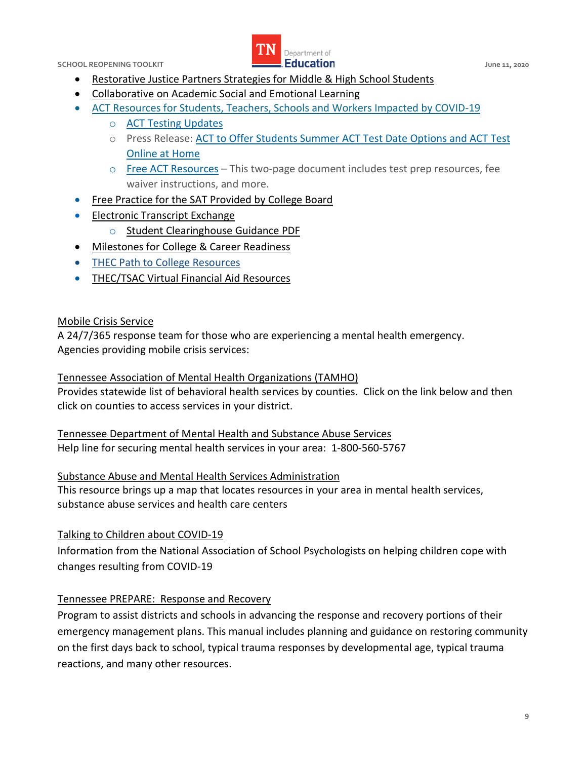- Restorative Justice Partners Strategies for Middle & High School Students
- Collaborative on Academic Social and Emotional Learning
- ACT Resources for Students, Teachers, Schools and Workers Impacted by COVID-19
    - ACT Testing Updates
    - Press Release: ACT to Offer Students Summer ACT Test Date Options and ACT Test Online at Home
    - Free ACT Resources – This two-page document includes test prep resources, fee waiver instructions, and more.
- Free Practice for the SAT Provided by College Board
- Electronic Transcript Exchange
    - Student Clearinghouse Guidance PDF
- Milestones for College & Career Readiness
- THEC Path to College Resources
- THEC/TSAC Virtual Financial Aid Resources

Mobile Crisis Service
A 24/7/365 response team for those who are experiencing a mental health emergency. Agencies providing mobile crisis services:

Tennessee Association of Mental Health Organizations (TAMHO)
Provides statewide list of behavioral health services by counties. Click on the link below and then click on counties to access services in your district.

Tennessee Department of Mental Health and Substance Abuse Services
Help line for securing mental health services in your area: 1-800-560-5767

Substance Abuse and Mental Health Services Administration
This resource brings up a map that locates resources in your area in mental health services, substance abuse services and health care centers

Talking to Children about COVID-19
Information from the National Association of School Psychologists on helping children cope with changes resulting from COVID-19

Tennessee PREPARE: Response and Recovery
Program to assist districts and schools in advancing the response and recovery portions of their emergency management plans. This manual includes planning and guidance on restoring community on the first days back to school, typical trauma responses by developmental age, typical trauma reactions, and many other resources.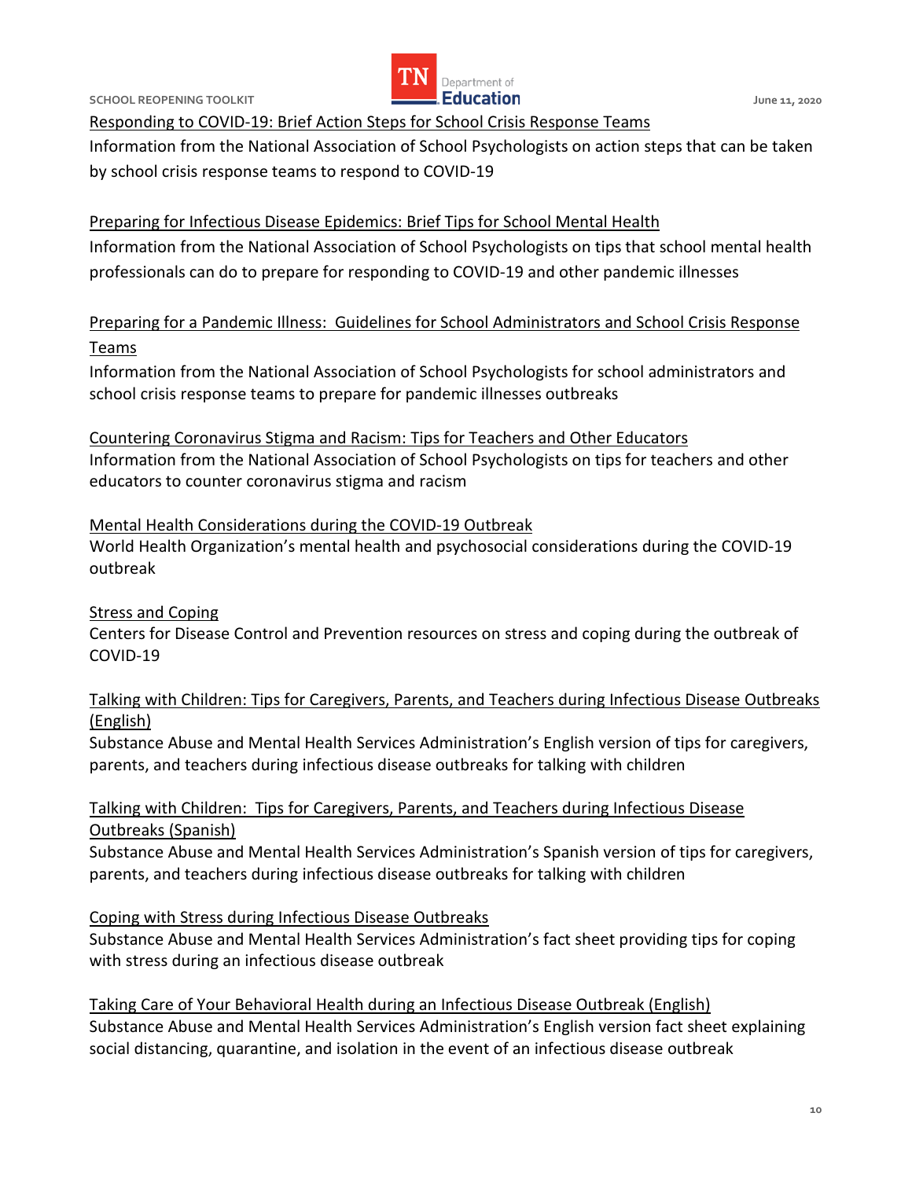Responding to COVID-19: Brief Action Steps for School Crisis Response Teams
Information from the National Association of School Psychologists on action steps that can be taken by school crisis response teams to respond to COVID-19

Preparing for Infectious Disease Epidemics: Brief Tips for School Mental Health
Information from the National Association of School Psychologists on tips that school mental health professionals can do to prepare for responding to COVID-19 and other pandemic illnesses

Preparing for a Pandemic Illness: Guidelines for School Administrators and School Crisis Response Teams
Information from the National Association of School Psychologists for school administrators and school crisis response teams to prepare for pandemic illnesses outbreaks

Countering Coronavirus Stigma and Racism: Tips for Teachers and Other Educators
Information from the National Association of School Psychologists on tips for teachers and other educators to counter coronavirus stigma and racism

Mental Health Considerations during the COVID-19 Outbreak
World Health Organization's mental health and psychosocial considerations during the COVID-19 outbreak

Stress and Coping
Centers for Disease Control and Prevention resources on stress and coping during the outbreak of COVID-19

Talking with Children: Tips for Caregivers, Parents, and Teachers during Infectious Disease Outbreaks (English)
Substance Abuse and Mental Health Services Administration's English version of tips for caregivers, parents, and teachers during infectious disease outbreaks for talking with children

Talking with Children: Tips for Caregivers, Parents, and Teachers during Infectious Disease Outbreaks (Spanish)
Substance Abuse and Mental Health Services Administration's Spanish version of tips for caregivers, parents, and teachers during infectious disease outbreaks for talking with children

Coping with Stress during Infectious Disease Outbreaks
Substance Abuse and Mental Health Services Administration's fact sheet providing tips for coping with stress during an infectious disease outbreak

Taking Care of Your Behavioral Health during an Infectious Disease Outbreak (English)
Substance Abuse and Mental Health Services Administration's English version fact sheet explaining social distancing, quarantine, and isolation in the event of an infectious disease outbreak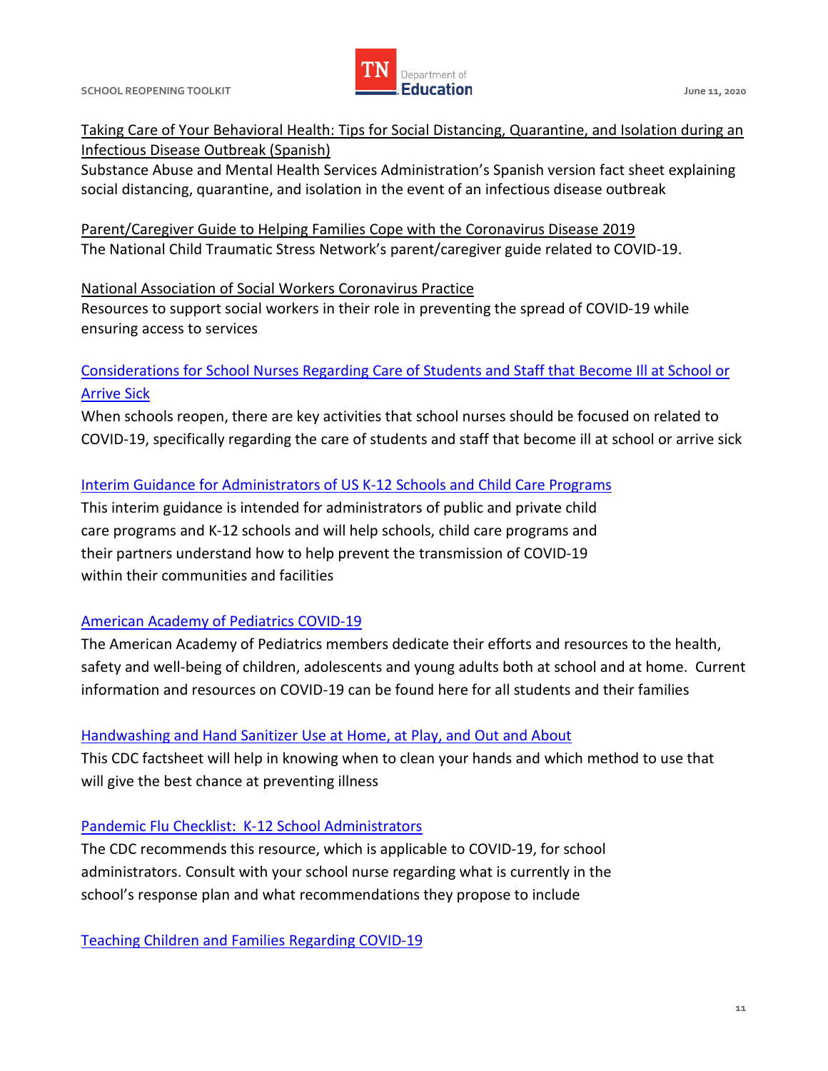Taking Care of Your Behavioral Health: Tips for Social Distancing, Quarantine, and Isolation during an Infectious Disease Outbreak (Spanish)
Substance Abuse and Mental Health Services Administration's Spanish version fact sheet explaining social distancing, quarantine, and isolation in the event of an infectious disease outbreak

Parent/Caregiver Guide to Helping Families Cope with the Coronavirus Disease 2019
The National Child Traumatic Stress Network's parent/caregiver guide related to COVID-19.

National Association of Social Workers Coronavirus Practice
Resources to support social workers in their role in preventing the spread of COVID-19 while ensuring access to services

Considerations for School Nurses Regarding Care of Students and Staff that Become Ill at School or Arrive Sick
When schools reopen, there are key activities that school nurses should be focused on related to COVID-19, specifically regarding the care of students and staff that become ill at school or arrive sick

Interim Guidance for Administrators of US K-12 Schools and Child Care Programs
This interim guidance is intended for administrators of public and private child care programs and K-12 schools and will help schools, child care programs and their partners understand how to help prevent the transmission of COVID-19 within their communities and facilities

American Academy of Pediatrics COVID-19
The American Academy of Pediatrics members dedicate their efforts and resources to the health, safety and well-being of children, adolescents and young adults both at school and at home. Current information and resources on COVID-19 can be found here for all students and their families

Handwashing and Hand Sanitizer Use at Home, at Play, and Out and About
This CDC factsheet will help in knowing when to clean your hands and which method to use that will give the best chance at preventing illness

Pandemic Flu Checklist: K-12 School Administrators
The CDC recommends this resource, which is applicable to COVID-19, for school administrators. Consult with your school nurse regarding what is currently in the school's response plan and what recommendations they propose to include

Teaching Children and Families Regarding COVID-19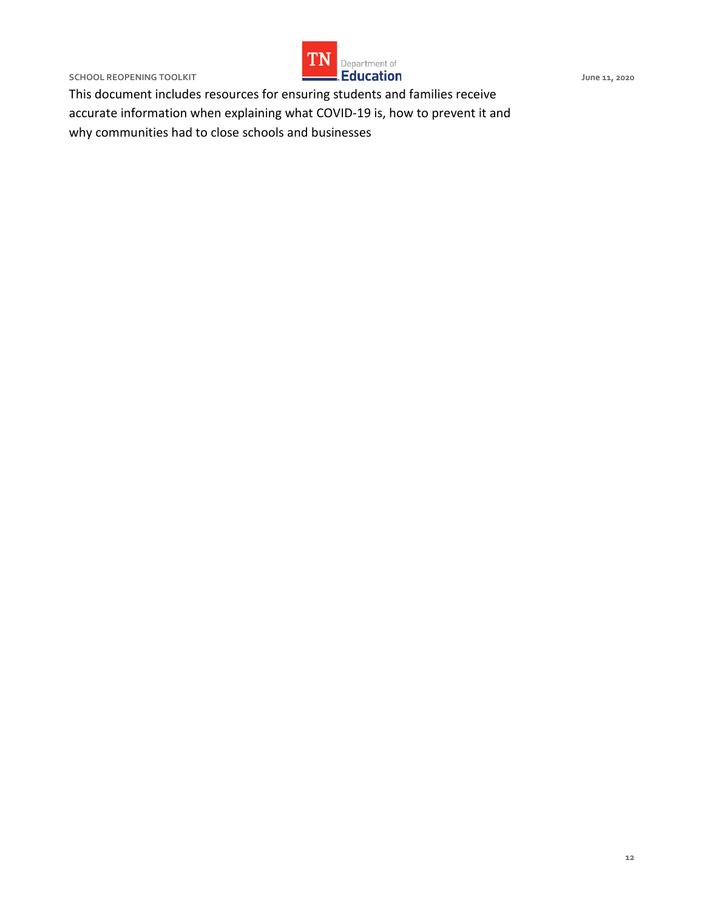This document includes resources for ensuring students and families receive accurate information when explaining what COVID-19 is, how to prevent it and why communities had to close schools and businesses